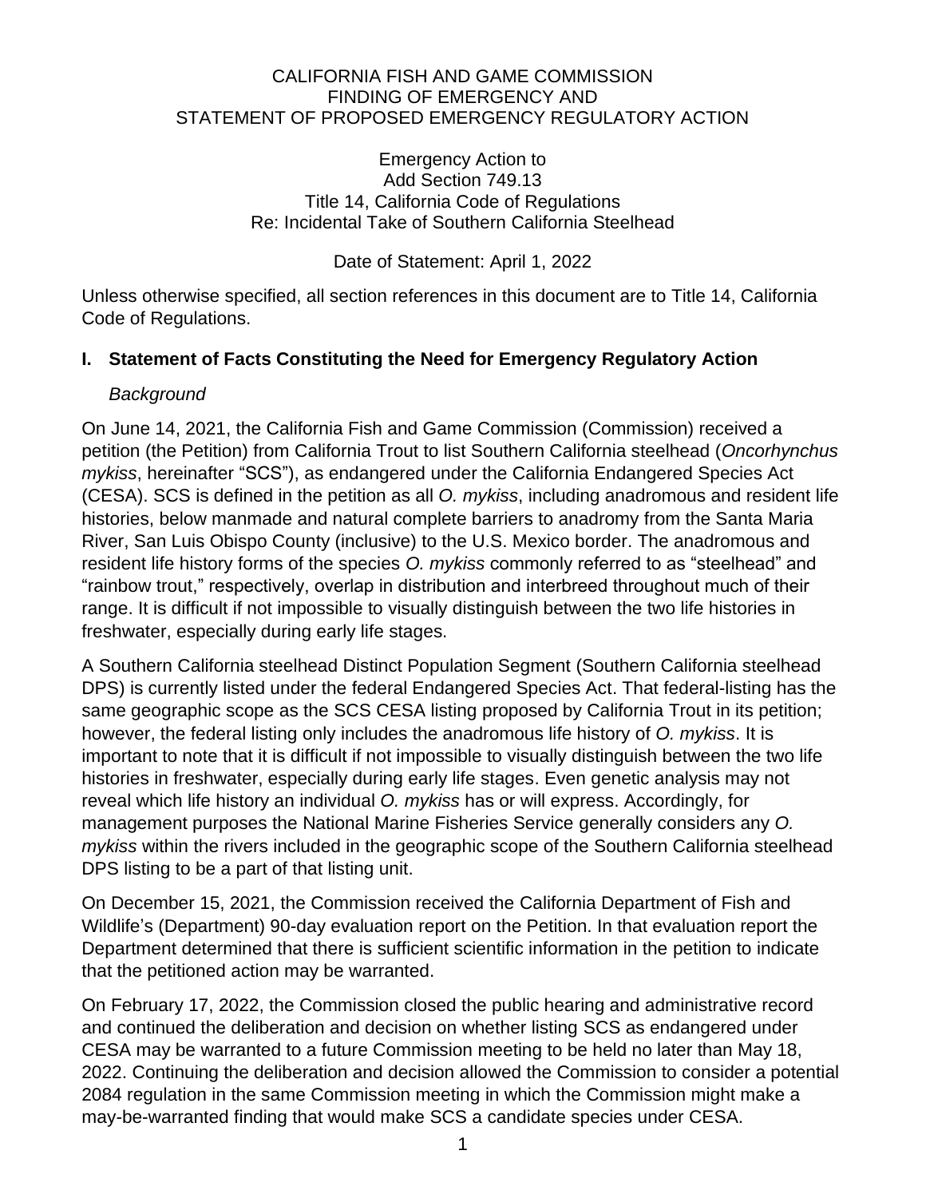CALIFORNIA FISH AND GAME COMMISSION
FINDING OF EMERGENCY AND
STATEMENT OF PROPOSED EMERGENCY REGULATORY ACTION

Emergency Action to
Add Section 749.13
Title 14, California Code of Regulations
Re: Incidental Take of Southern California Steelhead

Date of Statement: April 1, 2022

Unless otherwise specified, all section references in this document are to Title 14, California Code of Regulations.

## I. Statement of Facts Constituting the Need for Emergency Regulatory Action

*Background*

On June 14, 2021, the California Fish and Game Commission (Commission) received a petition (the Petition) from California Trout to list Southern California steelhead (*Oncorhynchus mykiss*, hereinafter "SCS"), as endangered under the California Endangered Species Act (CESA). SCS is defined in the petition as all *O. mykiss*, including anadromous and resident life histories, below manmade and natural complete barriers to anadromy from the Santa Maria River, San Luis Obispo County (inclusive) to the U.S. Mexico border. The anadromous and resident life history forms of the species *O. mykiss* commonly referred to as "steelhead" and "rainbow trout," respectively, overlap in distribution and interbreed throughout much of their range. It is difficult if not impossible to visually distinguish between the two life histories in freshwater, especially during early life stages.

A Southern California steelhead Distinct Population Segment (Southern California steelhead DPS) is currently listed under the federal Endangered Species Act. That federal-listing has the same geographic scope as the SCS CESA listing proposed by California Trout in its petition; however, the federal listing only includes the anadromous life history of *O. mykiss*. It is important to note that it is difficult if not impossible to visually distinguish between the two life histories in freshwater, especially during early life stages. Even genetic analysis may not reveal which life history an individual *O. mykiss* has or will express. Accordingly, for management purposes the National Marine Fisheries Service generally considers any *O. mykiss* within the rivers included in the geographic scope of the Southern California steelhead DPS listing to be a part of that listing unit.

On December 15, 2021, the Commission received the California Department of Fish and Wildlife's (Department) 90-day evaluation report on the Petition. In that evaluation report the Department determined that there is sufficient scientific information in the petition to indicate that the petitioned action may be warranted.

On February 17, 2022, the Commission closed the public hearing and administrative record and continued the deliberation and decision on whether listing SCS as endangered under CESA may be warranted to a future Commission meeting to be held no later than May 18, 2022. Continuing the deliberation and decision allowed the Commission to consider a potential 2084 regulation in the same Commission meeting in which the Commission might make a may-be-warranted finding that would make SCS a candidate species under CESA.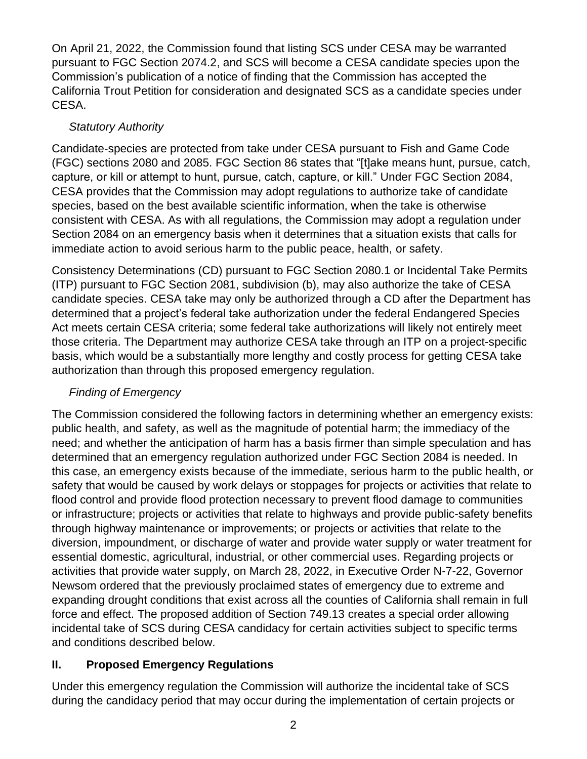On April 21, 2022, the Commission found that listing SCS under CESA may be warranted pursuant to FGC Section 2074.2, and SCS will become a CESA candidate species upon the Commission's publication of a notice of finding that the Commission has accepted the California Trout Petition for consideration and designated SCS as a candidate species under CESA.

*Statutory Authority*

Candidate-species are protected from take under CESA pursuant to Fish and Game Code (FGC) sections 2080 and 2085. FGC Section 86 states that "[t]ake means hunt, pursue, catch, capture, or kill or attempt to hunt, pursue, catch, capture, or kill." Under FGC Section 2084, CESA provides that the Commission may adopt regulations to authorize take of candidate species, based on the best available scientific information, when the take is otherwise consistent with CESA. As with all regulations, the Commission may adopt a regulation under Section 2084 on an emergency basis when it determines that a situation exists that calls for immediate action to avoid serious harm to the public peace, health, or safety.

Consistency Determinations (CD) pursuant to FGC Section 2080.1 or Incidental Take Permits (ITP) pursuant to FGC Section 2081, subdivision (b), may also authorize the take of CESA candidate species. CESA take may only be authorized through a CD after the Department has determined that a project's federal take authorization under the federal Endangered Species Act meets certain CESA criteria; some federal take authorizations will likely not entirely meet those criteria. The Department may authorize CESA take through an ITP on a project-specific basis, which would be a substantially more lengthy and costly process for getting CESA take authorization than through this proposed emergency regulation.

*Finding of Emergency*

The Commission considered the following factors in determining whether an emergency exists: public health, and safety, as well as the magnitude of potential harm; the immediacy of the need; and whether the anticipation of harm has a basis firmer than simple speculation and has determined that an emergency regulation authorized under FGC Section 2084 is needed. In this case, an emergency exists because of the immediate, serious harm to the public health, or safety that would be caused by work delays or stoppages for projects or activities that relate to flood control and provide flood protection necessary to prevent flood damage to communities or infrastructure; projects or activities that relate to highways and provide public-safety benefits through highway maintenance or improvements; or projects or activities that relate to the diversion, impoundment, or discharge of water and provide water supply or water treatment for essential domestic, agricultural, industrial, or other commercial uses. Regarding projects or activities that provide water supply, on March 28, 2022, in Executive Order N-7-22, Governor Newsom ordered that the previously proclaimed states of emergency due to extreme and expanding drought conditions that exist across all the counties of California shall remain in full force and effect. The proposed addition of Section 749.13 creates a special order allowing incidental take of SCS during CESA candidacy for certain activities subject to specific terms and conditions described below.

## II. Proposed Emergency Regulations

Under this emergency regulation the Commission will authorize the incidental take of SCS during the candidacy period that may occur during the implementation of certain projects or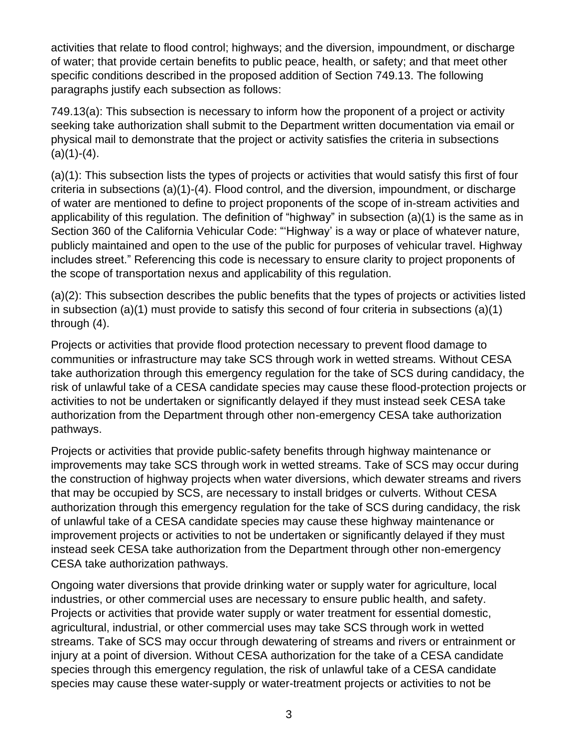activities that relate to flood control; highways; and the diversion, impoundment, or discharge of water; that provide certain benefits to public peace, health, or safety; and that meet other specific conditions described in the proposed addition of Section 749.13. The following paragraphs justify each subsection as follows:

749.13(a): This subsection is necessary to inform how the proponent of a project or activity seeking take authorization shall submit to the Department written documentation via email or physical mail to demonstrate that the project or activity satisfies the criteria in subsections (a)(1)-(4).

(a)(1): This subsection lists the types of projects or activities that would satisfy this first of four criteria in subsections (a)(1)-(4). Flood control, and the diversion, impoundment, or discharge of water are mentioned to define to project proponents of the scope of in-stream activities and applicability of this regulation. The definition of "highway" in subsection (a)(1) is the same as in Section 360 of the California Vehicular Code: "'Highway' is a way or place of whatever nature, publicly maintained and open to the use of the public for purposes of vehicular travel. Highway includes street." Referencing this code is necessary to ensure clarity to project proponents of the scope of transportation nexus and applicability of this regulation.

(a)(2): This subsection describes the public benefits that the types of projects or activities listed in subsection (a)(1) must provide to satisfy this second of four criteria in subsections (a)(1) through (4).

Projects or activities that provide flood protection necessary to prevent flood damage to communities or infrastructure may take SCS through work in wetted streams. Without CESA take authorization through this emergency regulation for the take of SCS during candidacy, the risk of unlawful take of a CESA candidate species may cause these flood-protection projects or activities to not be undertaken or significantly delayed if they must instead seek CESA take authorization from the Department through other non-emergency CESA take authorization pathways.

Projects or activities that provide public-safety benefits through highway maintenance or improvements may take SCS through work in wetted streams. Take of SCS may occur during the construction of highway projects when water diversions, which dewater streams and rivers that may be occupied by SCS, are necessary to install bridges or culverts. Without CESA authorization through this emergency regulation for the take of SCS during candidacy, the risk of unlawful take of a CESA candidate species may cause these highway maintenance or improvement projects or activities to not be undertaken or significantly delayed if they must instead seek CESA take authorization from the Department through other non-emergency CESA take authorization pathways.

Ongoing water diversions that provide drinking water or supply water for agriculture, local industries, or other commercial uses are necessary to ensure public health, and safety. Projects or activities that provide water supply or water treatment for essential domestic, agricultural, industrial, or other commercial uses may take SCS through work in wetted streams. Take of SCS may occur through dewatering of streams and rivers or entrainment or injury at a point of diversion. Without CESA authorization for the take of a CESA candidate species through this emergency regulation, the risk of unlawful take of a CESA candidate species may cause these water-supply or water-treatment projects or activities to not be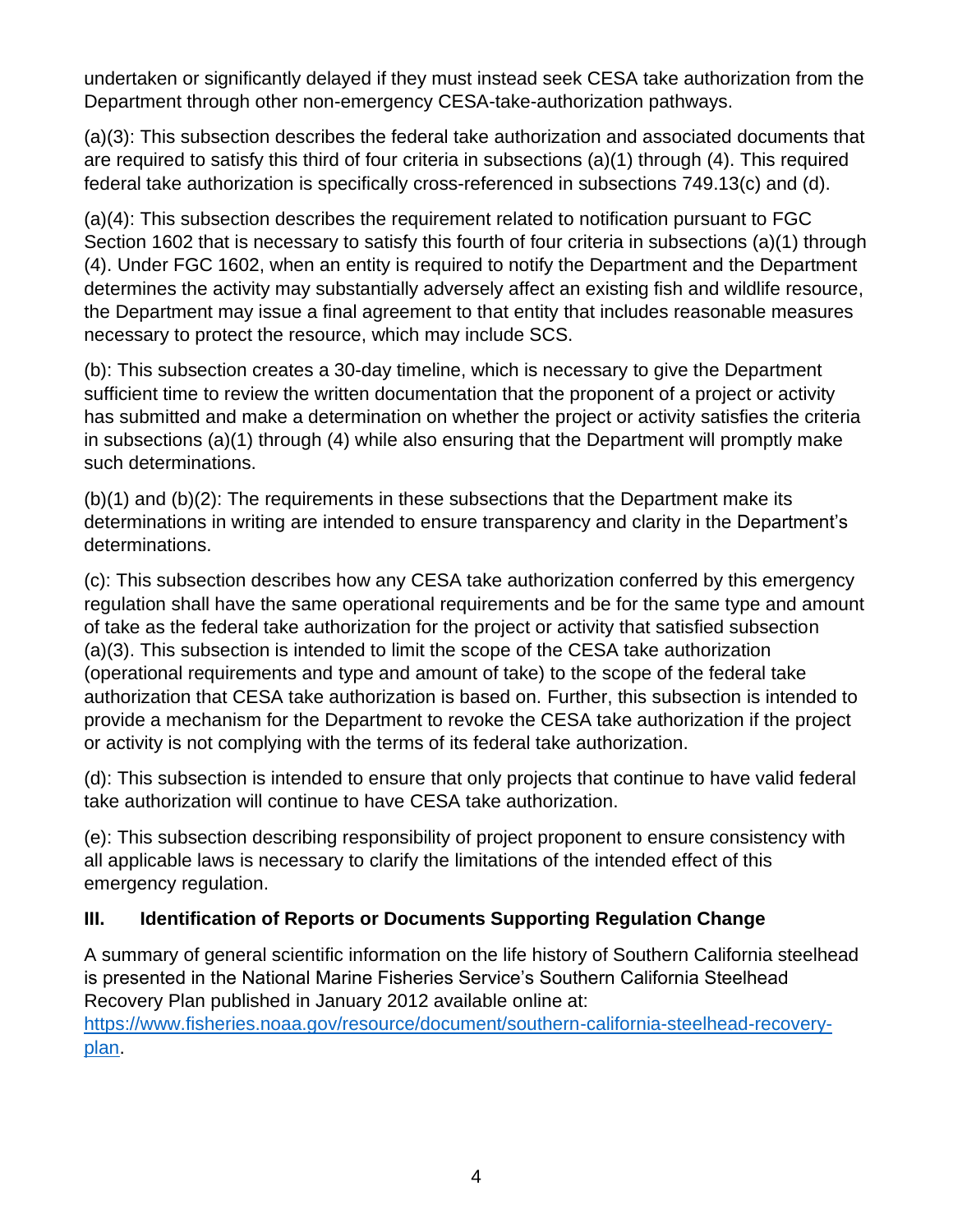undertaken or significantly delayed if they must instead seek CESA take authorization from the Department through other non-emergency CESA-take-authorization pathways.

(a)(3): This subsection describes the federal take authorization and associated documents that are required to satisfy this third of four criteria in subsections (a)(1) through (4). This required federal take authorization is specifically cross-referenced in subsections 749.13(c) and (d).

(a)(4): This subsection describes the requirement related to notification pursuant to FGC Section 1602 that is necessary to satisfy this fourth of four criteria in subsections (a)(1) through (4). Under FGC 1602, when an entity is required to notify the Department and the Department determines the activity may substantially adversely affect an existing fish and wildlife resource, the Department may issue a final agreement to that entity that includes reasonable measures necessary to protect the resource, which may include SCS.

(b): This subsection creates a 30-day timeline, which is necessary to give the Department sufficient time to review the written documentation that the proponent of a project or activity has submitted and make a determination on whether the project or activity satisfies the criteria in subsections (a)(1) through (4) while also ensuring that the Department will promptly make such determinations.

(b)(1) and (b)(2): The requirements in these subsections that the Department make its determinations in writing are intended to ensure transparency and clarity in the Department's determinations.

(c): This subsection describes how any CESA take authorization conferred by this emergency regulation shall have the same operational requirements and be for the same type and amount of take as the federal take authorization for the project or activity that satisfied subsection (a)(3). This subsection is intended to limit the scope of the CESA take authorization (operational requirements and type and amount of take) to the scope of the federal take authorization that CESA take authorization is based on. Further, this subsection is intended to provide a mechanism for the Department to revoke the CESA take authorization if the project or activity is not complying with the terms of its federal take authorization.

(d): This subsection is intended to ensure that only projects that continue to have valid federal take authorization will continue to have CESA take authorization.

(e): This subsection describing responsibility of project proponent to ensure consistency with all applicable laws is necessary to clarify the limitations of the intended effect of this emergency regulation.

## III. Identification of Reports or Documents Supporting Regulation Change

A summary of general scientific information on the life history of Southern California steelhead is presented in the National Marine Fisheries Service's Southern California Steelhead Recovery Plan published in January 2012 available online at: [https://www.fisheries.noaa.gov/resource/document/southern-california-steelhead-recovery-plan](https://www.fisheries.noaa.gov/resource/document/southern-california-steelhead-recovery-plan).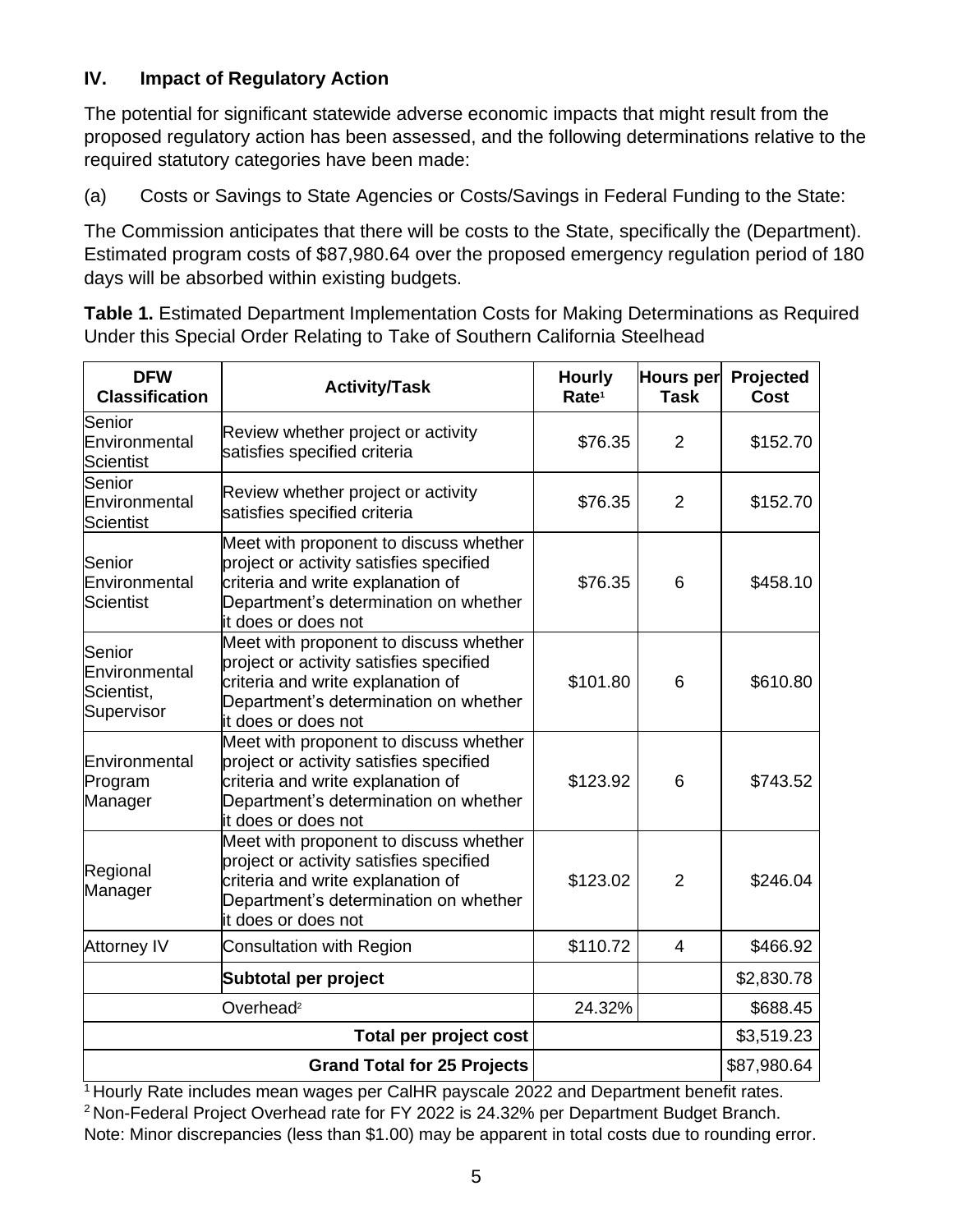### IV. Impact of Regulatory Action

The potential for significant statewide adverse economic impacts that might result from the proposed regulatory action has been assessed, and the following determinations relative to the required statutory categories have been made:

(a) Costs or Savings to State Agencies or Costs/Savings in Federal Funding to the State:

The Commission anticipates that there will be costs to the State, specifically the (Department). Estimated program costs of $87,980.64 over the proposed emergency regulation period of 180 days will be absorbed within existing budgets.

**Table 1.** Estimated Department Implementation Costs for Making Determinations as Required Under this Special Order Relating to Take of Southern California Steelhead

| DFW Classification | Activity/Task | Hourly Rate[1] | Hours per Task | Projected Cost |
|---|---|---|---|---|
| Senior Environmental Scientist | Review whether project or activity satisfies specified criteria | $76.35 | 2 | $152.70 |
| Senior Environmental Scientist | Review whether project or activity satisfies specified criteria | $76.35 | 2 | $152.70 |
| Senior Environmental Scientist | Meet with proponent to discuss whether project or activity satisfies specified criteria and write explanation of Department's determination on whether it does or does not | $76.35 | 6 | $458.10 |
| Senior Environmental Scientist, Supervisor | Meet with proponent to discuss whether project or activity satisfies specified criteria and write explanation of Department's determination on whether it does or does not | $101.80 | 6 | $610.80 |
| Environmental Program Manager | Meet with proponent to discuss whether project or activity satisfies specified criteria and write explanation of Department's determination on whether it does or does not | $123.92 | 6 | $743.52 |
| Regional Manager | Meet with proponent to discuss whether project or activity satisfies specified criteria and write explanation of Department's determination on whether it does or does not | $123.02 | 2 | $246.04 |
| Attorney IV | Consultation with Region | $110.72 | 4 | $466.92 |
| | **Subtotal per project** | | | $2,830.78 |
| | Overhead[2] | 24.32% | | $688.45 |
| | **Total per project cost** | | | $3,519.23 |
| | **Grand Total for 25 Projects** | | | $87,980.64 |

[1] Hourly Rate includes mean wages per CalHR payscale 2022 and Department benefit rates.
[2] Non-Federal Project Overhead rate for FY 2022 is 24.32% per Department Budget Branch.
Note: Minor discrepancies (less than $1.00) may be apparent in total costs due to rounding error.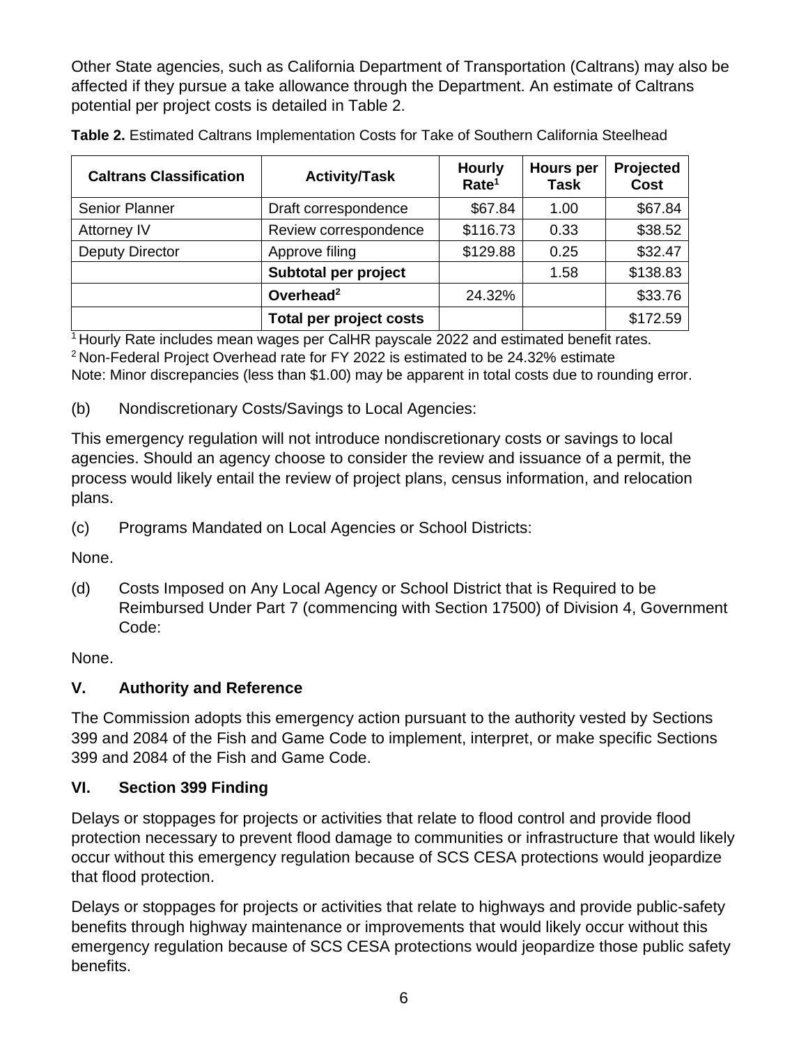Other State agencies, such as California Department of Transportation (Caltrans) may also be affected if they pursue a take allowance through the Department. An estimate of Caltrans potential per project costs is detailed in Table 2.

**Table 2.** Estimated Caltrans Implementation Costs for Take of Southern California Steelhead

| Caltrans Classification | Activity/Task | Hourly Rate[1] | Hours per Task | Projected Cost |
|---|---|---|---|---|
| Senior Planner | Draft correspondence | $67.84 | 1.00 | $67.84 |
| Attorney IV | Review correspondence | $116.73 | 0.33 | $38.52 |
| Deputy Director | Approve filing | $129.88 | 0.25 | $32.47 |
| | **Subtotal per project** | | 1.58 | $138.83 |
| | **Overhead[2]** | 24.32% | | $33.76 |
| | **Total per project costs** | | | $172.59 |

[1] Hourly Rate includes mean wages per CalHR payscale 2022 and estimated benefit rates.
[2] Non-Federal Project Overhead rate for FY 2022 is estimated to be 24.32% estimate
Note: Minor discrepancies (less than $1.00) may be apparent in total costs due to rounding error.

(b) Nondiscretionary Costs/Savings to Local Agencies:

This emergency regulation will not introduce nondiscretionary costs or savings to local agencies. Should an agency choose to consider the review and issuance of a permit, the process would likely entail the review of project plans, census information, and relocation plans.

(c) Programs Mandated on Local Agencies or School Districts:

None.

(d) Costs Imposed on Any Local Agency or School District that is Required to be Reimbursed Under Part 7 (commencing with Section 17500) of Division 4, Government Code:

None.

## V. Authority and Reference

The Commission adopts this emergency action pursuant to the authority vested by Sections 399 and 2084 of the Fish and Game Code to implement, interpret, or make specific Sections 399 and 2084 of the Fish and Game Code.

## VI. Section 399 Finding

Delays or stoppages for projects or activities that relate to flood control and provide flood protection necessary to prevent flood damage to communities or infrastructure that would likely occur without this emergency regulation because of SCS CESA protections would jeopardize that flood protection.

Delays or stoppages for projects or activities that relate to highways and provide public-safety benefits through highway maintenance or improvements that would likely occur without this emergency regulation because of SCS CESA protections would jeopardize those public safety benefits.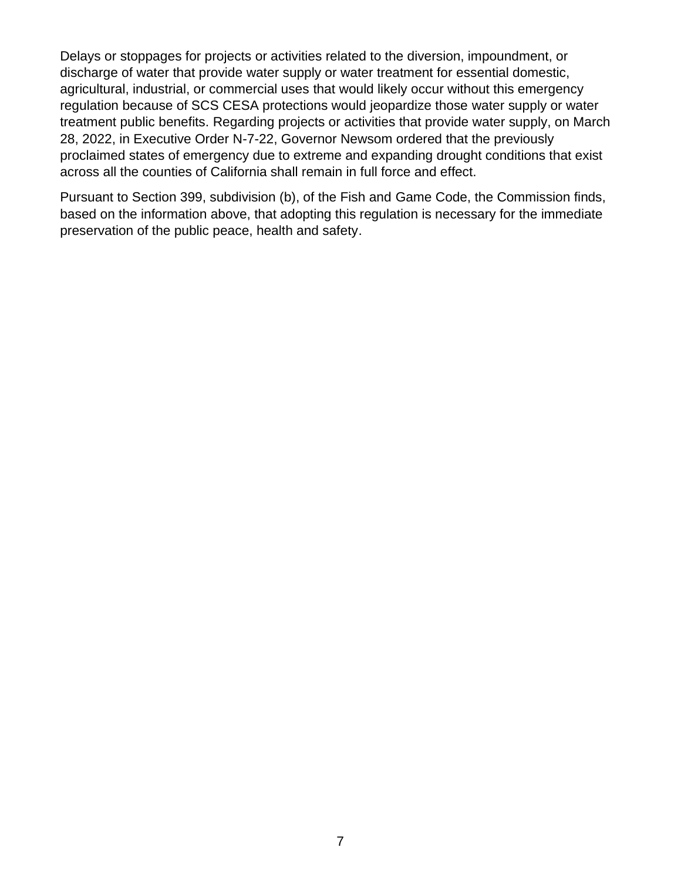Delays or stoppages for projects or activities related to the diversion, impoundment, or discharge of water that provide water supply or water treatment for essential domestic, agricultural, industrial, or commercial uses that would likely occur without this emergency regulation because of SCS CESA protections would jeopardize those water supply or water treatment public benefits. Regarding projects or activities that provide water supply, on March 28, 2022, in Executive Order N-7-22, Governor Newsom ordered that the previously proclaimed states of emergency due to extreme and expanding drought conditions that exist across all the counties of California shall remain in full force and effect.

Pursuant to Section 399, subdivision (b), of the Fish and Game Code, the Commission finds, based on the information above, that adopting this regulation is necessary for the immediate preservation of the public peace, health and safety.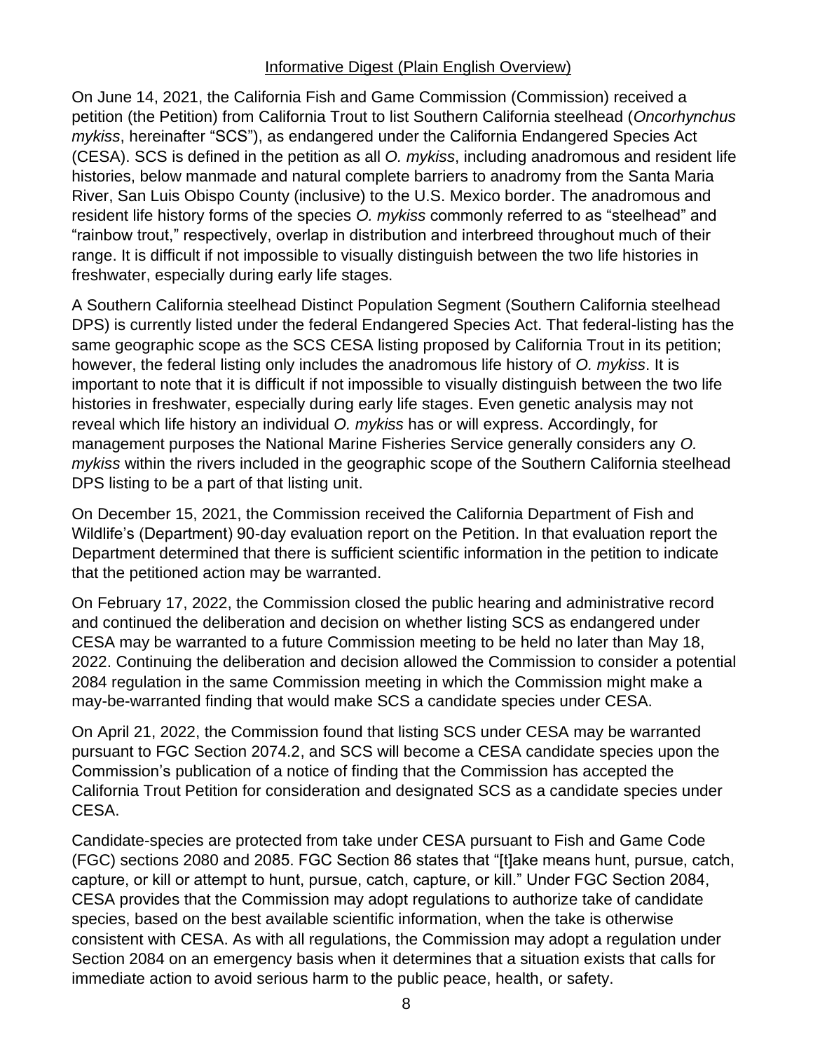## Informative Digest (Plain English Overview)

On June 14, 2021, the California Fish and Game Commission (Commission) received a petition (the Petition) from California Trout to list Southern California steelhead (*Oncorhynchus mykiss*, hereinafter "SCS"), as endangered under the California Endangered Species Act (CESA). SCS is defined in the petition as all *O. mykiss*, including anadromous and resident life histories, below manmade and natural complete barriers to anadromy from the Santa Maria River, San Luis Obispo County (inclusive) to the U.S. Mexico border. The anadromous and resident life history forms of the species *O. mykiss* commonly referred to as "steelhead" and "rainbow trout," respectively, overlap in distribution and interbreed throughout much of their range. It is difficult if not impossible to visually distinguish between the two life histories in freshwater, especially during early life stages.

A Southern California steelhead Distinct Population Segment (Southern California steelhead DPS) is currently listed under the federal Endangered Species Act. That federal-listing has the same geographic scope as the SCS CESA listing proposed by California Trout in its petition; however, the federal listing only includes the anadromous life history of *O. mykiss*. It is important to note that it is difficult if not impossible to visually distinguish between the two life histories in freshwater, especially during early life stages. Even genetic analysis may not reveal which life history an individual *O. mykiss* has or will express. Accordingly, for management purposes the National Marine Fisheries Service generally considers any *O. mykiss* within the rivers included in the geographic scope of the Southern California steelhead DPS listing to be a part of that listing unit.

On December 15, 2021, the Commission received the California Department of Fish and Wildlife's (Department) 90-day evaluation report on the Petition. In that evaluation report the Department determined that there is sufficient scientific information in the petition to indicate that the petitioned action may be warranted.

On February 17, 2022, the Commission closed the public hearing and administrative record and continued the deliberation and decision on whether listing SCS as endangered under CESA may be warranted to a future Commission meeting to be held no later than May 18, 2022. Continuing the deliberation and decision allowed the Commission to consider a potential 2084 regulation in the same Commission meeting in which the Commission might make a may-be-warranted finding that would make SCS a candidate species under CESA.

On April 21, 2022, the Commission found that listing SCS under CESA may be warranted pursuant to FGC Section 2074.2, and SCS will become a CESA candidate species upon the Commission's publication of a notice of finding that the Commission has accepted the California Trout Petition for consideration and designated SCS as a candidate species under CESA.

Candidate-species are protected from take under CESA pursuant to Fish and Game Code (FGC) sections 2080 and 2085. FGC Section 86 states that "[t]ake means hunt, pursue, catch, capture, or kill or attempt to hunt, pursue, catch, capture, or kill." Under FGC Section 2084, CESA provides that the Commission may adopt regulations to authorize take of candidate species, based on the best available scientific information, when the take is otherwise consistent with CESA. As with all regulations, the Commission may adopt a regulation under Section 2084 on an emergency basis when it determines that a situation exists that calls for immediate action to avoid serious harm to the public peace, health, or safety.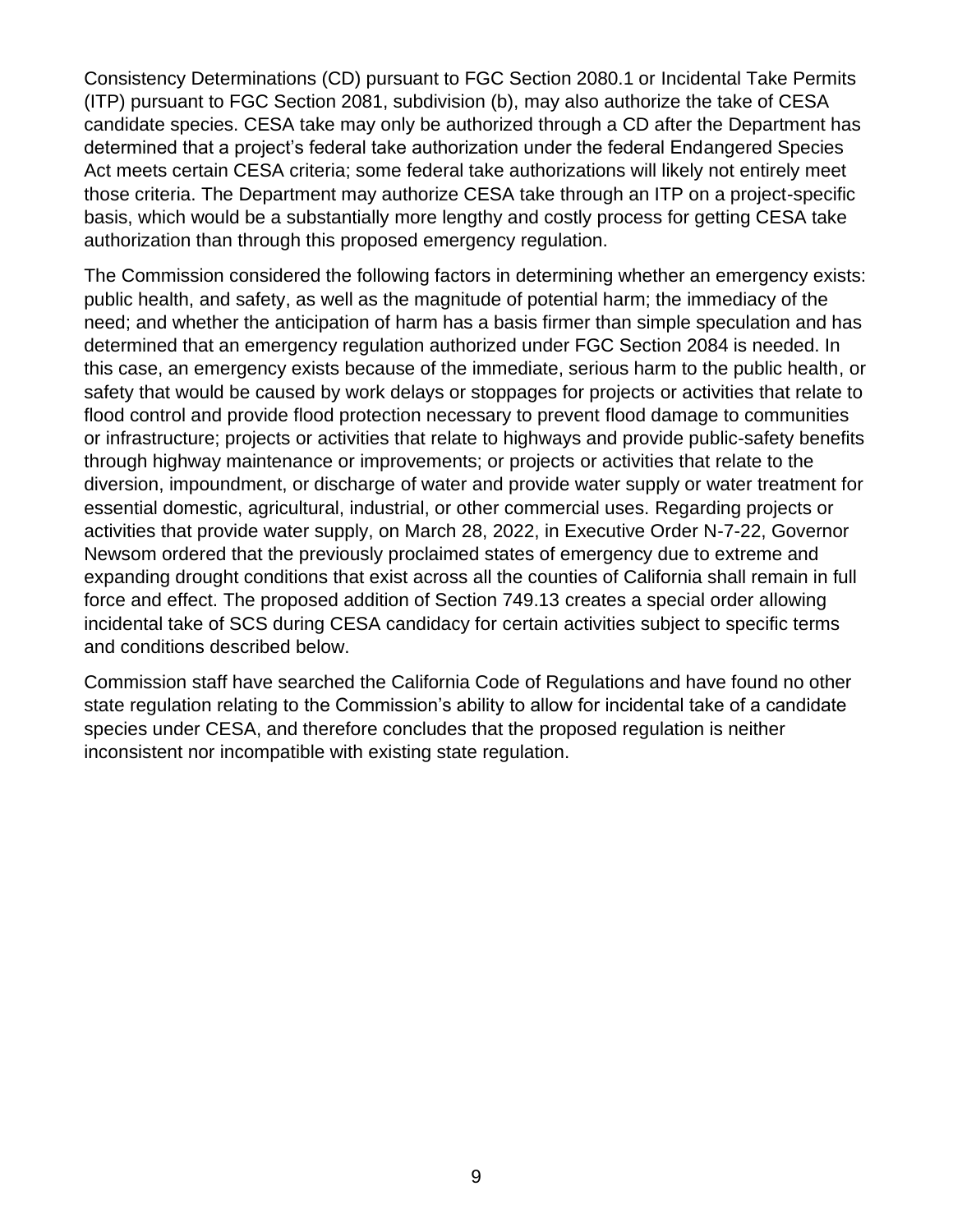Consistency Determinations (CD) pursuant to FGC Section 2080.1 or Incidental Take Permits (ITP) pursuant to FGC Section 2081, subdivision (b), may also authorize the take of CESA candidate species. CESA take may only be authorized through a CD after the Department has determined that a project's federal take authorization under the federal Endangered Species Act meets certain CESA criteria; some federal take authorizations will likely not entirely meet those criteria. The Department may authorize CESA take through an ITP on a project-specific basis, which would be a substantially more lengthy and costly process for getting CESA take authorization than through this proposed emergency regulation.

The Commission considered the following factors in determining whether an emergency exists: public health, and safety, as well as the magnitude of potential harm; the immediacy of the need; and whether the anticipation of harm has a basis firmer than simple speculation and has determined that an emergency regulation authorized under FGC Section 2084 is needed. In this case, an emergency exists because of the immediate, serious harm to the public health, or safety that would be caused by work delays or stoppages for projects or activities that relate to flood control and provide flood protection necessary to prevent flood damage to communities or infrastructure; projects or activities that relate to highways and provide public-safety benefits through highway maintenance or improvements; or projects or activities that relate to the diversion, impoundment, or discharge of water and provide water supply or water treatment for essential domestic, agricultural, industrial, or other commercial uses. Regarding projects or activities that provide water supply, on March 28, 2022, in Executive Order N-7-22, Governor Newsom ordered that the previously proclaimed states of emergency due to extreme and expanding drought conditions that exist across all the counties of California shall remain in full force and effect. The proposed addition of Section 749.13 creates a special order allowing incidental take of SCS during CESA candidacy for certain activities subject to specific terms and conditions described below.

Commission staff have searched the California Code of Regulations and have found no other state regulation relating to the Commission's ability to allow for incidental take of a candidate species under CESA, and therefore concludes that the proposed regulation is neither inconsistent nor incompatible with existing state regulation.